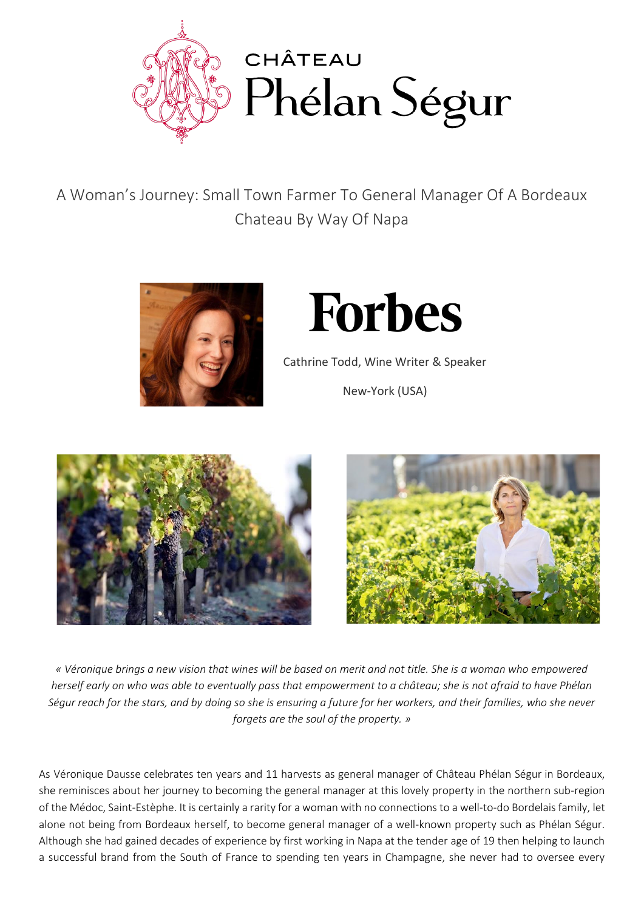CHÂTEAU Phélan Ségur

# A Woman's Journey: Small Town Farmer To General Manager Of A Bordeaux Chateau By Way Of Napa

Forbes

Cathrine Todd, Wine Writer & Speaker

New-York (USA)

*« Véronique brings a new vision that wines will be based on merit and not title. She is a woman who empowered herself early on who was able to eventually pass that empowerment to a château; she is not afraid to have Phélan Ségur reach for the stars, and by doing so she is ensuring a future for her workers, and their families, who she never forgets are the soul of the property. »*

As Véronique Dausse celebrates ten years and 11 harvests as general manager of Château Phélan Ségur in Bordeaux, she reminisces about her journey to becoming the general manager at this lovely property in the northern sub-region of the Médoc, Saint-Estèphe. It is certainly a rarity for a woman with no connections to a well-to-do Bordelais family, let alone not being from Bordeaux herself, to become general manager of a well-known property such as Phélan Ségur. Although she had gained decades of experience by first working in Napa at the tender age of 19 then helping to launch a successful brand from the South of France to spending ten years in Champagne, she never had to oversee every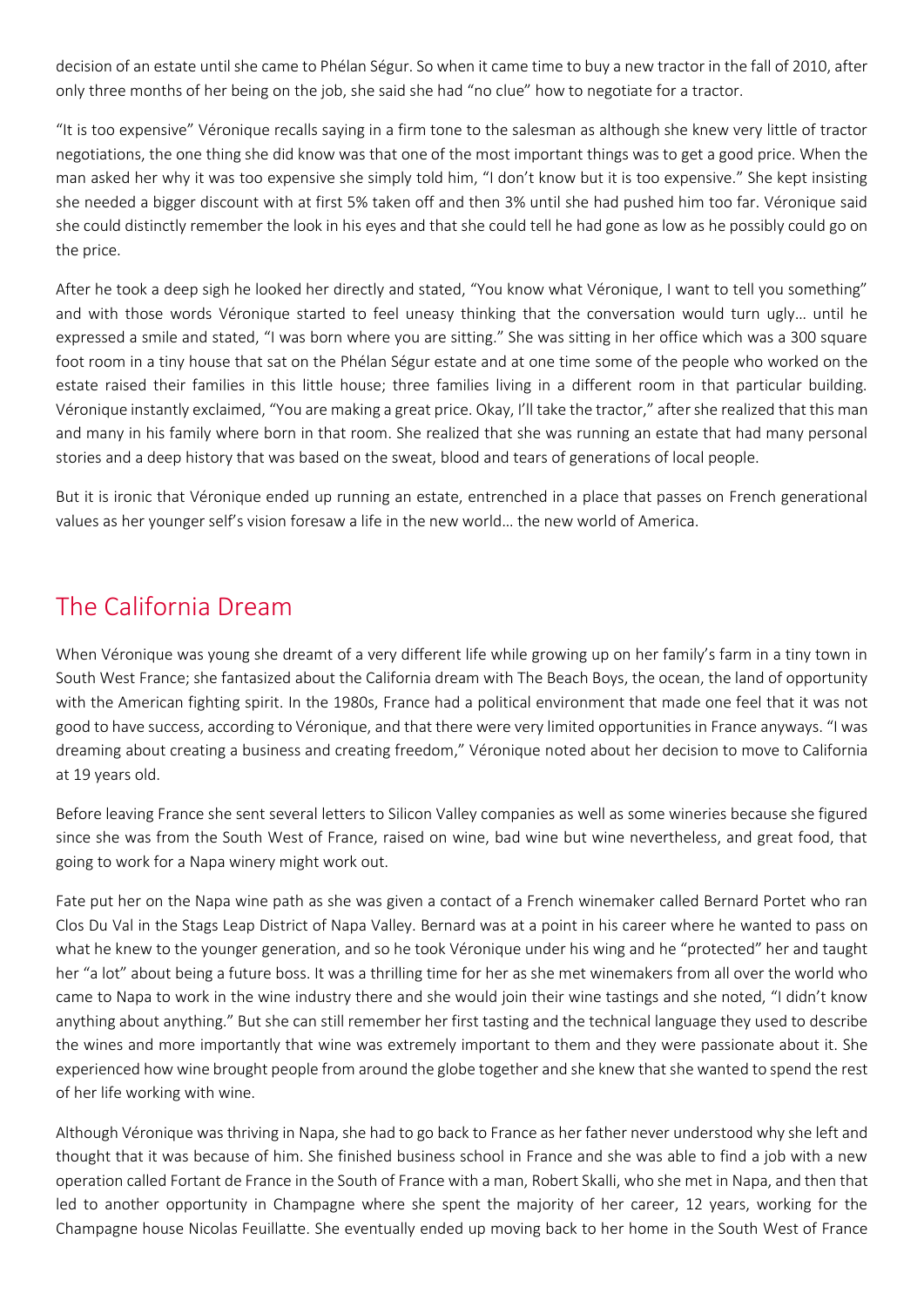decision of an estate until she came to Phélan Ségur. So when it came time to buy a new tractor in the fall of 2010, after only three months of her being on the job, she said she had "no clue" how to negotiate for a tractor.

"It is too expensive" Véronique recalls saying in a firm tone to the salesman as although she knew very little of tractor negotiations, the one thing she did know was that one of the most important things was to get a good price. When the man asked her why it was too expensive she simply told him, "I don't know but it is too expensive." She kept insisting she needed a bigger discount with at first 5% taken off and then 3% until she had pushed him too far. Véronique said she could distinctly remember the look in his eyes and that she could tell he had gone as low as he possibly could go on the price.

After he took a deep sigh he looked her directly and stated, "You know what Véronique, I want to tell you something" and with those words Véronique started to feel uneasy thinking that the conversation would turn ugly… until he expressed a smile and stated, "I was born where you are sitting." She was sitting in her office which was a 300 square foot room in a tiny house that sat on the Phélan Ségur estate and at one time some of the people who worked on the estate raised their families in this little house; three families living in a different room in that particular building. Véronique instantly exclaimed, "You are making a great price. Okay, I'll take the tractor," after she realized that this man and many in his family where born in that room. She realized that she was running an estate that had many personal stories and a deep history that was based on the sweat, blood and tears of generations of local people.

But it is ironic that Véronique ended up running an estate, entrenched in a place that passes on French generational values as her younger self's vision foresaw a life in the new world… the new world of America.

## The California Dream

When Véronique was young she dreamt of a very different life while growing up on her family's farm in a tiny town in South West France; she fantasized about the California dream with The Beach Boys, the ocean, the land of opportunity with the American fighting spirit. In the 1980s, France had a political environment that made one feel that it was not good to have success, according to Véronique, and that there were very limited opportunities in France anyways. "I was dreaming about creating a business and creating freedom," Véronique noted about her decision to move to California at 19 years old.

Before leaving France she sent several letters to Silicon Valley companies as well as some wineries because she figured since she was from the South West of France, raised on wine, bad wine but wine nevertheless, and great food, that going to work for a Napa winery might work out.

Fate put her on the Napa wine path as she was given a contact of a French winemaker called Bernard Portet who ran Clos Du Val in the Stags Leap District of Napa Valley. Bernard was at a point in his career where he wanted to pass on what he knew to the younger generation, and so he took Véronique under his wing and he "protected" her and taught her "a lot" about being a future boss. It was a thrilling time for her as she met winemakers from all over the world who came to Napa to work in the wine industry there and she would join their wine tastings and she noted, "I didn't know anything about anything." But she can still remember her first tasting and the technical language they used to describe the wines and more importantly that wine was extremely important to them and they were passionate about it. She experienced how wine brought people from around the globe together and she knew that she wanted to spend the rest of her life working with wine.

Although Véronique was thriving in Napa, she had to go back to France as her father never understood why she left and thought that it was because of him. She finished business school in France and she was able to find a job with a new operation called Fortant de France in the South of France with a man, Robert Skalli, who she met in Napa, and then that led to another opportunity in Champagne where she spent the majority of her career, 12 years, working for the Champagne house Nicolas Feuillatte. She eventually ended up moving back to her home in the South West of France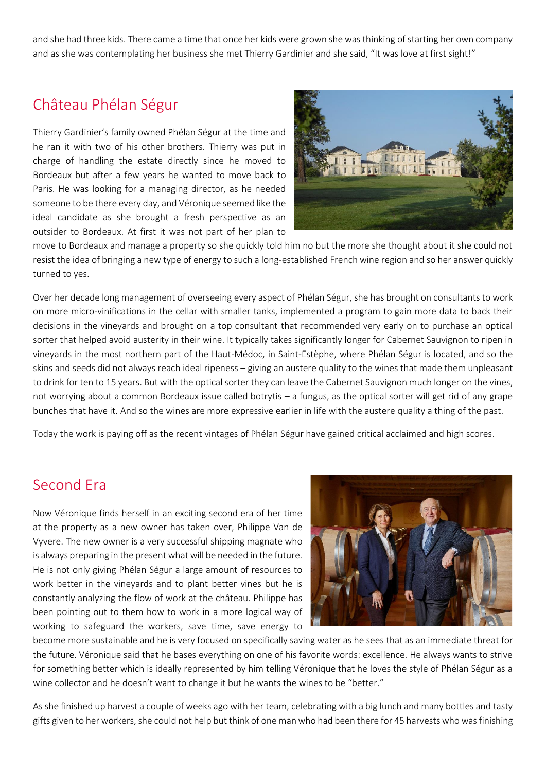and she had three kids. There came a time that once her kids were grown she was thinking of starting her own company and as she was contemplating her business she met Thierry Gardinier and she said, "It was love at first sight!"

## Château Phélan Ségur

Thierry Gardinier's family owned Phélan Ségur at the time and he ran it with two of his other brothers. Thierry was put in charge of handling the estate directly since he moved to Bordeaux but after a few years he wanted to move back to Paris. He was looking for a managing director, as he needed someone to be there every day, and Véronique seemed like the ideal candidate as she brought a fresh perspective as an outsider to Bordeaux. At first it was not part of her plan to move to Bordeaux and manage a property so she quickly told him no but the more she thought about it she could not resist the idea of bringing a new type of energy to such a long-established French wine region and so her answer quickly turned to yes.

Over her decade long management of overseeing every aspect of Phélan Ségur, she has brought on consultants to work on more micro-vinifications in the cellar with smaller tanks, implemented a program to gain more data to back their decisions in the vineyards and brought on a top consultant that recommended very early on to purchase an optical sorter that helped avoid austerity in their wine. It typically takes significantly longer for Cabernet Sauvignon to ripen in vineyards in the most northern part of the Haut-Médoc, in Saint-Estèphe, where Phélan Ségur is located, and so the skins and seeds did not always reach ideal ripeness – giving an austere quality to the wines that made them unpleasant to drink for ten to 15 years. But with the optical sorter they can leave the Cabernet Sauvignon much longer on the vines, not worrying about a common Bordeaux issue called botrytis – a fungus, as the optical sorter will get rid of any grape bunches that have it. And so the wines are more expressive earlier in life with the austere quality a thing of the past.

Today the work is paying off as the recent vintages of Phélan Ségur have gained critical acclaimed and high scores.

## Second Era

Now Véronique finds herself in an exciting second era of her time at the property as a new owner has taken over, Philippe Van de Vyvere. The new owner is a very successful shipping magnate who is always preparing in the present what will be needed in the future. He is not only giving Phélan Ségur a large amount of resources to work better in the vineyards and to plant better vines but he is constantly analyzing the flow of work at the château. Philippe has been pointing out to them how to work in a more logical way of working to safeguard the workers, save time, save energy to become more sustainable and he is very focused on specifically saving water as he sees that as an immediate threat for the future. Véronique said that he bases everything on one of his favorite words: excellence. He always wants to strive for something better which is ideally represented by him telling Véronique that he loves the style of Phélan Ségur as a wine collector and he doesn't want to change it but he wants the wines to be "better."

As she finished up harvest a couple of weeks ago with her team, celebrating with a big lunch and many bottles and tasty gifts given to her workers, she could not help but think of one man who had been there for 45 harvests who was finishing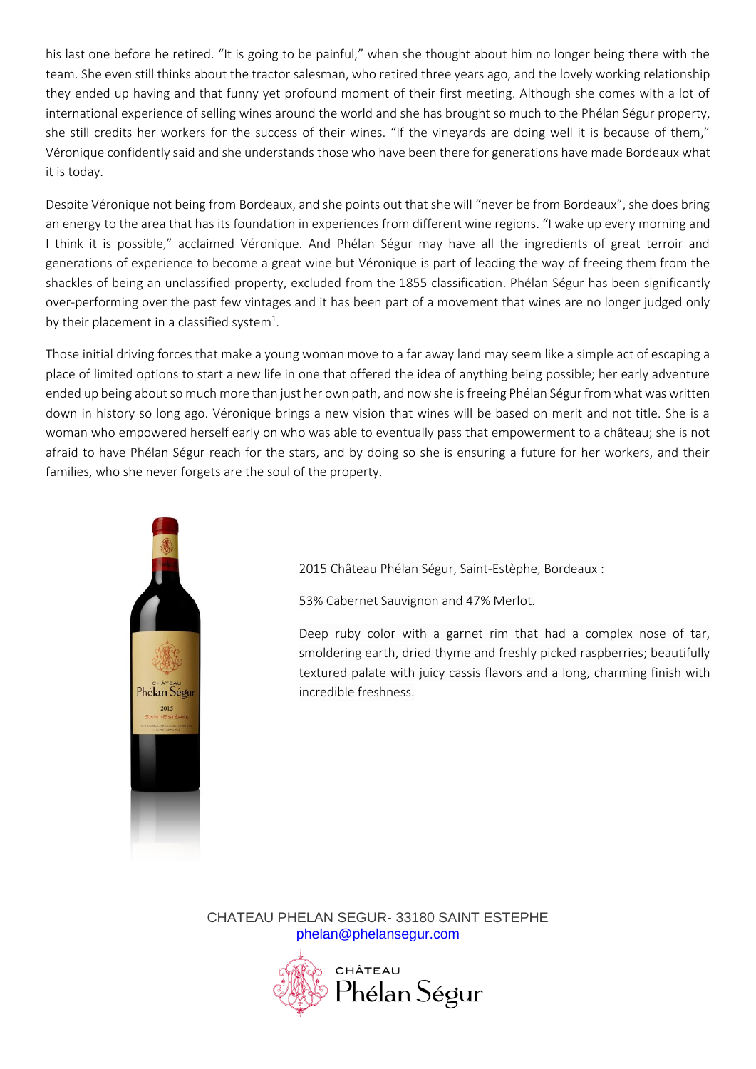his last one before he retired. "It is going to be painful," when she thought about him no longer being there with the team. She even still thinks about the tractor salesman, who retired three years ago, and the lovely working relationship they ended up having and that funny yet profound moment of their first meeting. Although she comes with a lot of international experience of selling wines around the world and she has brought so much to the Phélan Ségur property, she still credits her workers for the success of their wines. "If the vineyards are doing well it is because of them," Véronique confidently said and she understands those who have been there for generations have made Bordeaux what it is today.

Despite Véronique not being from Bordeaux, and she points out that she will "never be from Bordeaux", she does bring an energy to the area that has its foundation in experiences from different wine regions. "I wake up every morning and I think it is possible," acclaimed Véronique. And Phélan Ségur may have all the ingredients of great terroir and generations of experience to become a great wine but Véronique is part of leading the way of freeing them from the shackles of being an unclassified property, excluded from the 1855 classification. Phélan Ségur has been significantly over-performing over the past few vintages and it has been part of a movement that wines are no longer judged only by their placement in a classified system[1].

Those initial driving forces that make a young woman move to a far away land may seem like a simple act of escaping a place of limited options to start a new life in one that offered the idea of anything being possible; her early adventure ended up being about so much more than just her own path, and now she is freeing Phélan Ségur from what was written down in history so long ago. Véronique brings a new vision that wines will be based on merit and not title. She is a woman who empowered herself early on who was able to eventually pass that empowerment to a château; she is not afraid to have Phélan Ségur reach for the stars, and by doing so she is ensuring a future for her workers, and their families, who she never forgets are the soul of the property.

2015 Château Phélan Ségur, Saint-Estèphe, Bordeaux :

53% Cabernet Sauvignon and 47% Merlot.

Deep ruby color with a garnet rim that had a complex nose of tar, smoldering earth, dried thyme and freshly picked raspberries; beautifully textured palate with juicy cassis flavors and a long, charming finish with incredible freshness.

CHATEAU PHELAN SEGUR- 33180 SAINT ESTEPHE
phelan@phelansegur.com

CHÂTEAU
Phélan Ségur